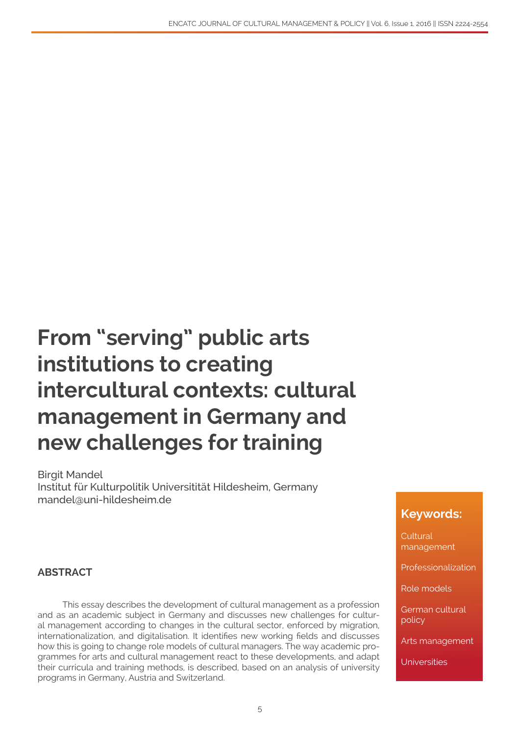# From "serving" public arts institutions to creating intercultural contexts: cultural management in Germany and new challenges for training

Birgit Mandel
Institut für Kulturpolitik Universitität Hildesheim, Germany
mandel@uni-hildesheim.de

**Keywords:**

Cultural management

Professionalization

Role models

German cultural policy

Arts management

Universities

## ABSTRACT

This essay describes the development of cultural management as a profession and as an academic subject in Germany and discusses new challenges for cultural management according to changes in the cultural sector, enforced by migration, internationalization, and digitalisation. It identifies new working fields and discusses how this is going to change role models of cultural managers. The way academic programmes for arts and cultural management react to these developments, and adapt their curricula and training methods, is described, based on an analysis of university programs in Germany, Austria and Switzerland.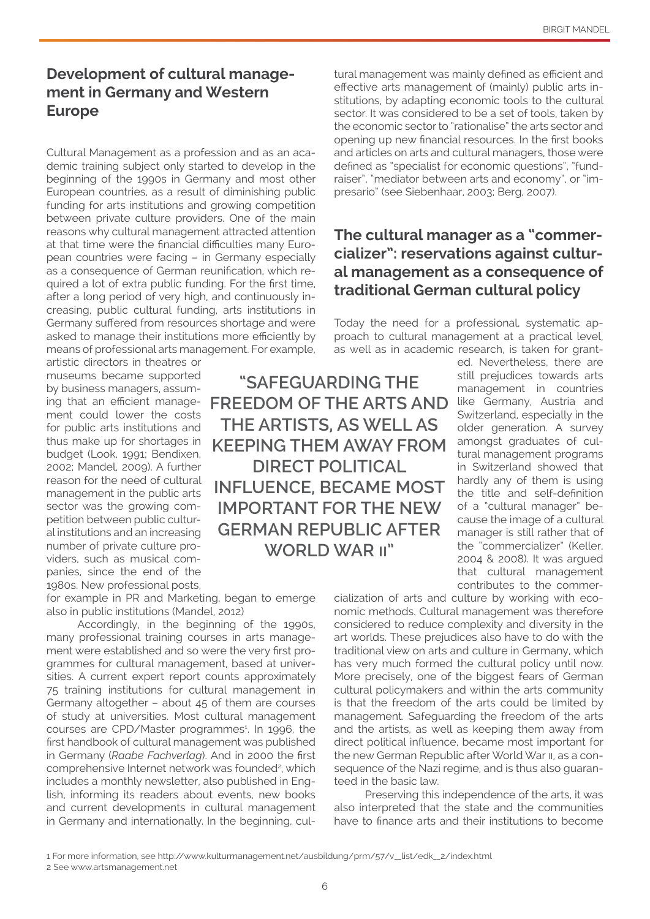## Development of cultural management in Germany and Western Europe

Cultural Management as a profession and as an academic training subject only started to develop in the beginning of the 1990s in Germany and most other European countries, as a result of diminishing public funding for arts institutions and growing competition between private culture providers. One of the main reasons why cultural management attracted attention at that time were the financial difficulties many European countries were facing – in Germany especially as a consequence of German reunification, which required a lot of extra public funding. For the first time, after a long period of very high, and continuously increasing, public cultural funding, arts institutions in Germany suffered from resources shortage and were asked to manage their institutions more efficiently by means of professional arts management. For example, artistic directors in theatres or museums became supported by business managers, assuming that an efficient management could lower the costs for public arts institutions and thus make up for shortages in budget (Look, 1991; Bendixen, 2002; Mandel, 2009). A further reason for the need of cultural management in the public arts sector was the growing competition between public cultural institutions and an increasing number of private culture providers, such as musical companies, since the end of the 1980s. New professional posts, for example in PR and Marketing, began to emerge also in public institutions (Mandel, 2012)

Accordingly, in the beginning of the 1990s, many professional training courses in arts management were established and so were the very first programmes for cultural management, based at universities. A current expert report counts approximately 75 training institutions for cultural management in Germany altogether – about 45 of them are courses of study at universities. Most cultural management courses are CPD/Master programmes[1]. In 1996, the first handbook of cultural management was published in Germany (*Raabe Fachverlag*). And in 2000 the first comprehensive Internet network was founded[2], which includes a monthly newsletter, also published in English, informing its readers about events, new books and current developments in cultural management in Germany and internationally. In the beginning, cultural management was mainly defined as efficient and effective arts management of (mainly) public arts institutions, by adapting economic tools to the cultural sector. It was considered to be a set of tools, taken by the economic sector to "rationalise" the arts sector and opening up new financial resources. In the first books and articles on arts and cultural managers, those were defined as "specialist for economic questions", "fundraiser", "mediator between arts and economy", or "impresario" (see Siebenhaar, 2003; Berg, 2007).

## The cultural manager as a "commercializer": reservations against cultural management as a consequence of traditional German cultural policy

Today the need for a professional, systematic approach to cultural management at a practical level, as well as in academic research, is taken for granted. Nevertheless, there are still prejudices towards arts management in countries like Germany, Austria and Switzerland, especially in the older generation. A survey amongst graduates of cultural management programs in Switzerland showed that hardly any of them is using the title and self-definition of a "cultural manager" because the image of a cultural manager is still rather that of the "commercializer" (Keller, 2004 & 2008). It was argued that cultural management contributes to the commercialization of arts and culture by working with economic methods. Cultural management was therefore considered to reduce complexity and diversity in the art worlds. These prejudices also have to do with the traditional view on arts and culture in Germany, which has very much formed the cultural policy until now. More precisely, one of the biggest fears of German cultural policymakers and within the arts community is that the freedom of the arts could be limited by management. Safeguarding the freedom of the arts and the artists, as well as keeping them away from direct political influence, became most important for the new German Republic after World War II, as a consequence of the Nazi regime, and is thus also guaranteed in the basic law.

> "SAFEGUARDING THE FREEDOM OF THE ARTS AND THE ARTISTS, AS WELL AS KEEPING THEM AWAY FROM DIRECT POLITICAL INFLUENCE, BECAME MOST IMPORTANT FOR THE NEW GERMAN REPUBLIC AFTER WORLD WAR II"

Preserving this independence of the arts, it was also interpreted that the state and the communities have to finance arts and their institutions to become

1 For more information, see http://www.kulturmanagement.net/ausbildung/prm/57/v__list/edk__2/index.html

2 See www.artsmanagement.net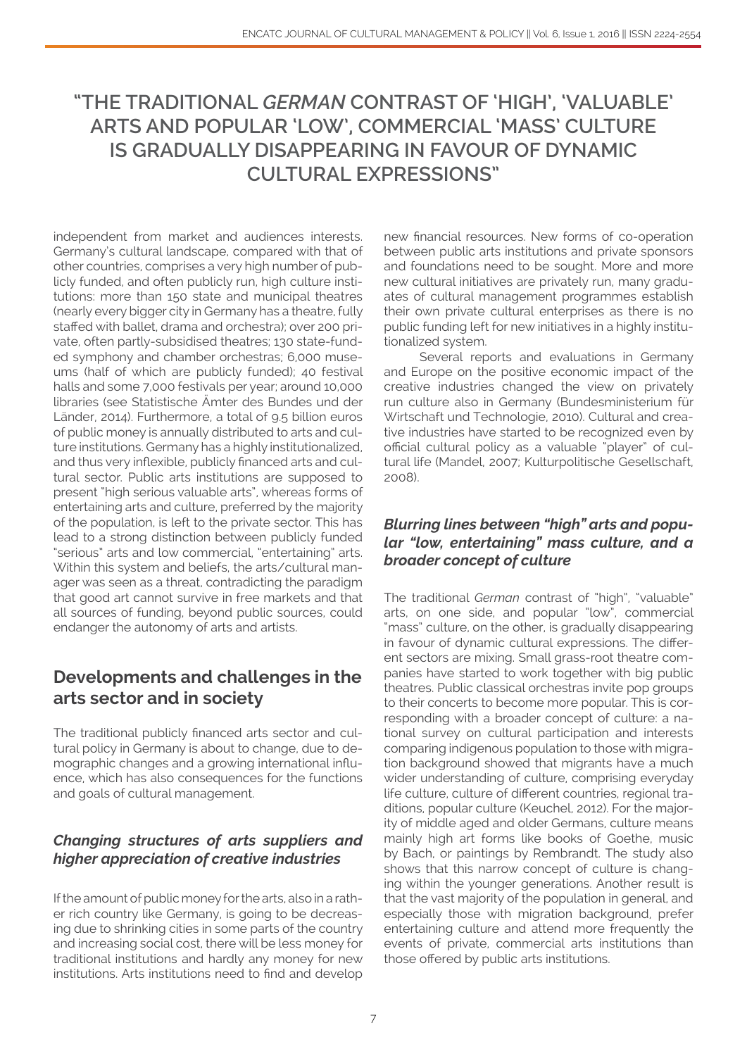## "THE TRADITIONAL *GERMAN* CONTRAST OF 'HIGH', 'VALUABLE' ARTS AND POPULAR 'LOW', COMMERCIAL 'MASS' CULTURE IS GRADUALLY DISAPPEARING IN FAVOUR OF DYNAMIC CULTURAL EXPRESSIONS"

independent from market and audiences interests. Germany's cultural landscape, compared with that of other countries, comprises a very high number of publicly funded, and often publicly run, high culture institutions: more than 150 state and municipal theatres (nearly every bigger city in Germany has a theatre, fully staffed with ballet, drama and orchestra); over 200 private, often partly-subsidised theatres; 130 state-funded symphony and chamber orchestras; 6,000 museums (half of which are publicly funded); 40 festival halls and some 7,000 festivals per year; around 10,000 libraries (see Statistische Ämter des Bundes und der Länder, 2014). Furthermore, a total of 9.5 billion euros of public money is annually distributed to arts and culture institutions. Germany has a highly institutionalized, and thus very inflexible, publicly financed arts and cultural sector. Public arts institutions are supposed to present "high serious valuable arts", whereas forms of entertaining arts and culture, preferred by the majority of the population, is left to the private sector. This has lead to a strong distinction between publicly funded "serious" arts and low commercial, "entertaining" arts. Within this system and beliefs, the arts/cultural manager was seen as a threat, contradicting the paradigm that good art cannot survive in free markets and that all sources of funding, beyond public sources, could endanger the autonomy of arts and artists.

## Developments and challenges in the arts sector and in society

The traditional publicly financed arts sector and cultural policy in Germany is about to change, due to demographic changes and a growing international influence, which has also consequences for the functions and goals of cultural management.

### *Changing structures of arts suppliers and higher appreciation of creative industries*

If the amount of public money for the arts, also in a rather rich country like Germany, is going to be decreasing due to shrinking cities in some parts of the country and increasing social cost, there will be less money for traditional institutions and hardly any money for new institutions. Arts institutions need to find and develop new financial resources. New forms of co-operation between public arts institutions and private sponsors and foundations need to be sought. More and more new cultural initiatives are privately run, many graduates of cultural management programmes establish their own private cultural enterprises as there is no public funding left for new initiatives in a highly institutionalized system.

Several reports and evaluations in Germany and Europe on the positive economic impact of the creative industries changed the view on privately run culture also in Germany (Bundesministerium für Wirtschaft und Technologie, 2010). Cultural and creative industries have started to be recognized even by official cultural policy as a valuable "player" of cultural life (Mandel, 2007; Kulturpolitische Gesellschaft, 2008).

### *Blurring lines between "high" arts and popular "low, entertaining" mass culture, and a broader concept of culture*

The traditional *German* contrast of "high", "valuable" arts, on one side, and popular "low", commercial "mass" culture, on the other, is gradually disappearing in favour of dynamic cultural expressions. The different sectors are mixing. Small grass-root theatre companies have started to work together with big public theatres. Public classical orchestras invite pop groups to their concerts to become more popular. This is corresponding with a broader concept of culture: a national survey on cultural participation and interests comparing indigenous population to those with migration background showed that migrants have a much wider understanding of culture, comprising everyday life culture, culture of different countries, regional traditions, popular culture (Keuchel, 2012). For the majority of middle aged and older Germans, culture means mainly high art forms like books of Goethe, music by Bach, or paintings by Rembrandt. The study also shows that this narrow concept of culture is changing within the younger generations. Another result is that the vast majority of the population in general, and especially those with migration background, prefer entertaining culture and attend more frequently the events of private, commercial arts institutions than those offered by public arts institutions.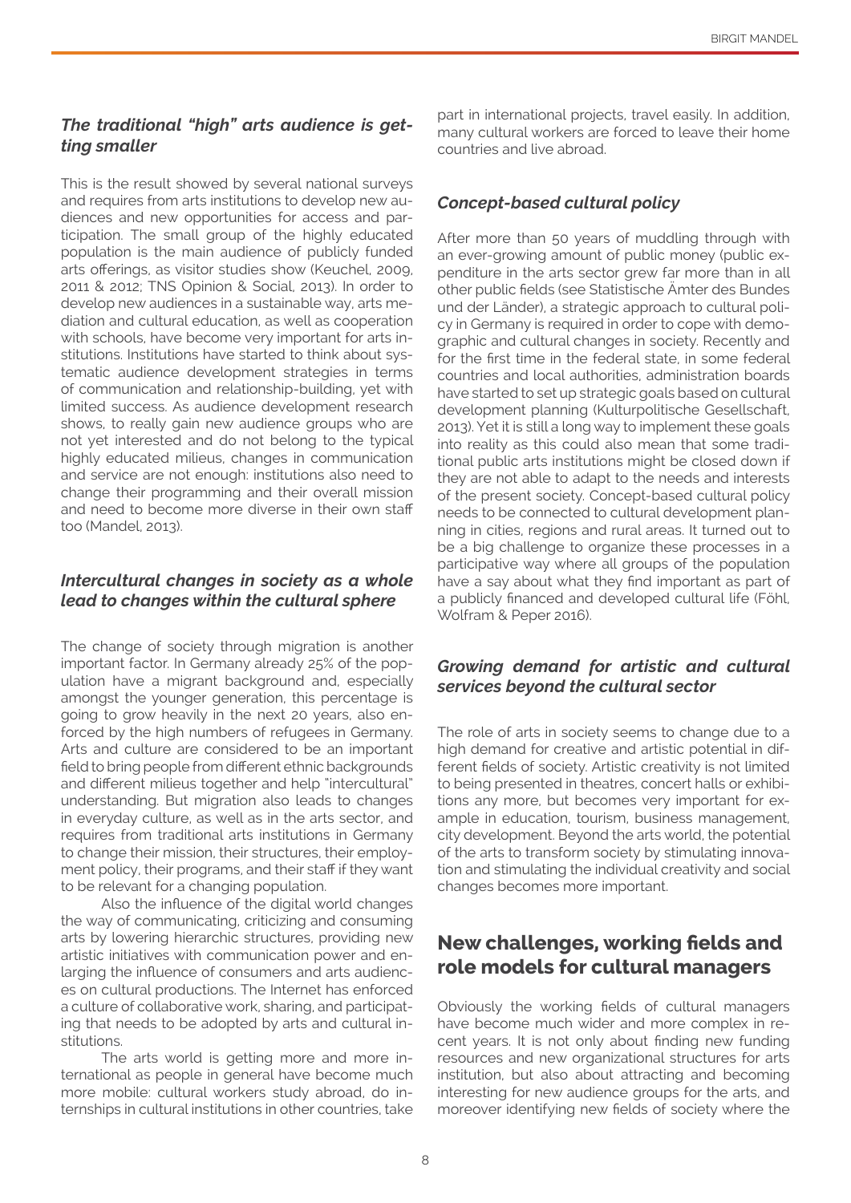### *The traditional "high" arts audience is getting smaller*

This is the result showed by several national surveys and requires from arts institutions to develop new audiences and new opportunities for access and participation. The small group of the highly educated population is the main audience of publicly funded arts offerings, as visitor studies show (Keuchel, 2009, 2011 & 2012; TNS Opinion & Social, 2013). In order to develop new audiences in a sustainable way, arts mediation and cultural education, as well as cooperation with schools, have become very important for arts institutions. Institutions have started to think about systematic audience development strategies in terms of communication and relationship-building, yet with limited success. As audience development research shows, to really gain new audience groups who are not yet interested and do not belong to the typical highly educated milieus, changes in communication and service are not enough: institutions also need to change their programming and their overall mission and need to become more diverse in their own staff too (Mandel, 2013).

### *Intercultural changes in society as a whole lead to changes within the cultural sphere*

The change of society through migration is another important factor. In Germany already 25% of the population have a migrant background and, especially amongst the younger generation, this percentage is going to grow heavily in the next 20 years, also enforced by the high numbers of refugees in Germany. Arts and culture are considered to be an important field to bring people from different ethnic backgrounds and different milieus together and help "intercultural" understanding. But migration also leads to changes in everyday culture, as well as in the arts sector, and requires from traditional arts institutions in Germany to change their mission, their structures, their employment policy, their programs, and their staff if they want to be relevant for a changing population.

Also the influence of the digital world changes the way of communicating, criticizing and consuming arts by lowering hierarchic structures, providing new artistic initiatives with communication power and enlarging the influence of consumers and arts audiences on cultural productions. The Internet has enforced a culture of collaborative work, sharing, and participating that needs to be adopted by arts and cultural institutions.

The arts world is getting more and more international as people in general have become much more mobile: cultural workers study abroad, do internships in cultural institutions in other countries, take part in international projects, travel easily. In addition, many cultural workers are forced to leave their home countries and live abroad.

### *Concept-based cultural policy*

After more than 50 years of muddling through with an ever-growing amount of public money (public expenditure in the arts sector grew far more than in all other public fields (see Statistische Ämter des Bundes und der Länder), a strategic approach to cultural policy in Germany is required in order to cope with demographic and cultural changes in society. Recently and for the first time in the federal state, in some federal countries and local authorities, administration boards have started to set up strategic goals based on cultural development planning (Kulturpolitische Gesellschaft, 2013). Yet it is still a long way to implement these goals into reality as this could also mean that some traditional public arts institutions might be closed down if they are not able to adapt to the needs and interests of the present society. Concept-based cultural policy needs to be connected to cultural development planning in cities, regions and rural areas. It turned out to be a big challenge to organize these processes in a participative way where all groups of the population have a say about what they find important as part of a publicly financed and developed cultural life (Föhl, Wolfram & Peper 2016).

### *Growing demand for artistic and cultural services beyond the cultural sector*

The role of arts in society seems to change due to a high demand for creative and artistic potential in different fields of society. Artistic creativity is not limited to being presented in theatres, concert halls or exhibitions any more, but becomes very important for example in education, tourism, business management, city development. Beyond the arts world, the potential of the arts to transform society by stimulating innovation and stimulating the individual creativity and social changes becomes more important.

## New challenges, working fields and role models for cultural managers

Obviously the working fields of cultural managers have become much wider and more complex in recent years. It is not only about finding new funding resources and new organizational structures for arts institution, but also about attracting and becoming interesting for new audience groups for the arts, and moreover identifying new fields of society where the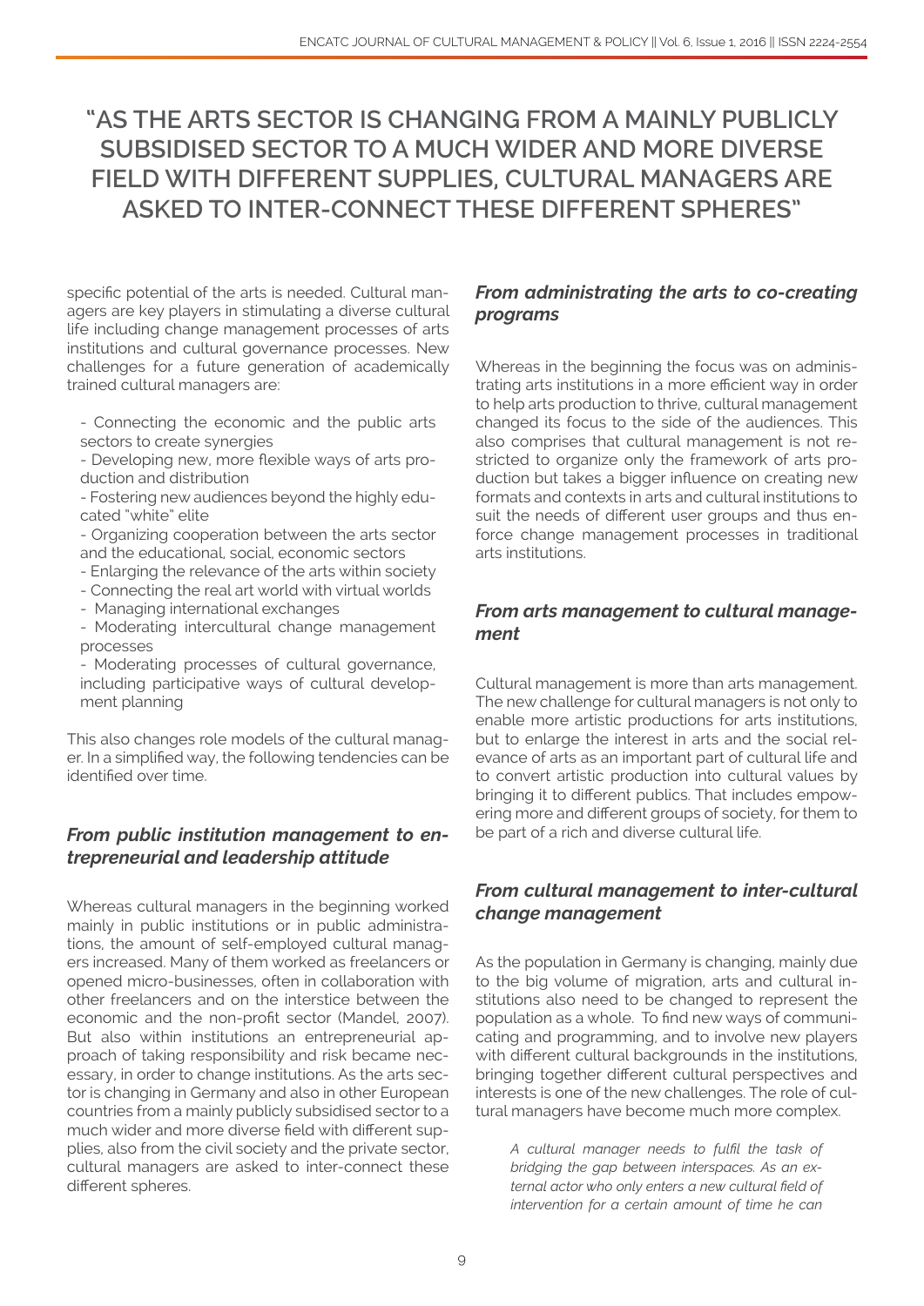**"AS THE ARTS SECTOR IS CHANGING FROM A MAINLY PUBLICLY SUBSIDISED SECTOR TO A MUCH WIDER AND MORE DIVERSE FIELD WITH DIFFERENT SUPPLIES, CULTURAL MANAGERS ARE ASKED TO INTER-CONNECT THESE DIFFERENT SPHERES"**

specific potential of the arts is needed. Cultural managers are key players in stimulating a diverse cultural life including change management processes of arts institutions and cultural governance processes. New challenges for a future generation of academically trained cultural managers are:

- Connecting the economic and the public arts sectors to create synergies
- Developing new, more flexible ways of arts production and distribution
- Fostering new audiences beyond the highly educated "white" elite
- Organizing cooperation between the arts sector and the educational, social, economic sectors
- Enlarging the relevance of the arts within society
- Connecting the real art world with virtual worlds
- Managing international exchanges
- Moderating intercultural change management processes
- Moderating processes of cultural governance, including participative ways of cultural development planning

This also changes role models of the cultural manager. In a simplified way, the following tendencies can be identified over time.

### *From public institution management to entrepreneurial and leadership attitude*

Whereas cultural managers in the beginning worked mainly in public institutions or in public administrations, the amount of self-employed cultural managers increased. Many of them worked as freelancers or opened micro-businesses, often in collaboration with other freelancers and on the interstice between the economic and the non-profit sector (Mandel, 2007). But also within institutions an entrepreneurial approach of taking responsibility and risk became necessary, in order to change institutions. As the arts sector is changing in Germany and also in other European countries from a mainly publicly subsidised sector to a much wider and more diverse field with different supplies, also from the civil society and the private sector, cultural managers are asked to inter-connect these different spheres.

### *From administrating the arts to co-creating programs*

Whereas in the beginning the focus was on administrating arts institutions in a more efficient way in order to help arts production to thrive, cultural management changed its focus to the side of the audiences. This also comprises that cultural management is not restricted to organize only the framework of arts production but takes a bigger influence on creating new formats and contexts in arts and cultural institutions to suit the needs of different user groups and thus enforce change management processes in traditional arts institutions.

### *From arts management to cultural management*

Cultural management is more than arts management. The new challenge for cultural managers is not only to enable more artistic productions for arts institutions, but to enlarge the interest in arts and the social relevance of arts as an important part of cultural life and to convert artistic production into cultural values by bringing it to different publics. That includes empowering more and different groups of society, for them to be part of a rich and diverse cultural life.

### *From cultural management to inter-cultural change management*

As the population in Germany is changing, mainly due to the big volume of migration, arts and cultural institutions also need to be changed to represent the population as a whole. To find new ways of communicating and programming, and to involve new players with different cultural backgrounds in the institutions, bringing together different cultural perspectives and interests is one of the new challenges. The role of cultural managers have become much more complex.

> *A cultural manager needs to fulfil the task of bridging the gap between interspaces. As an external actor who only enters a new cultural field of intervention for a certain amount of time he can*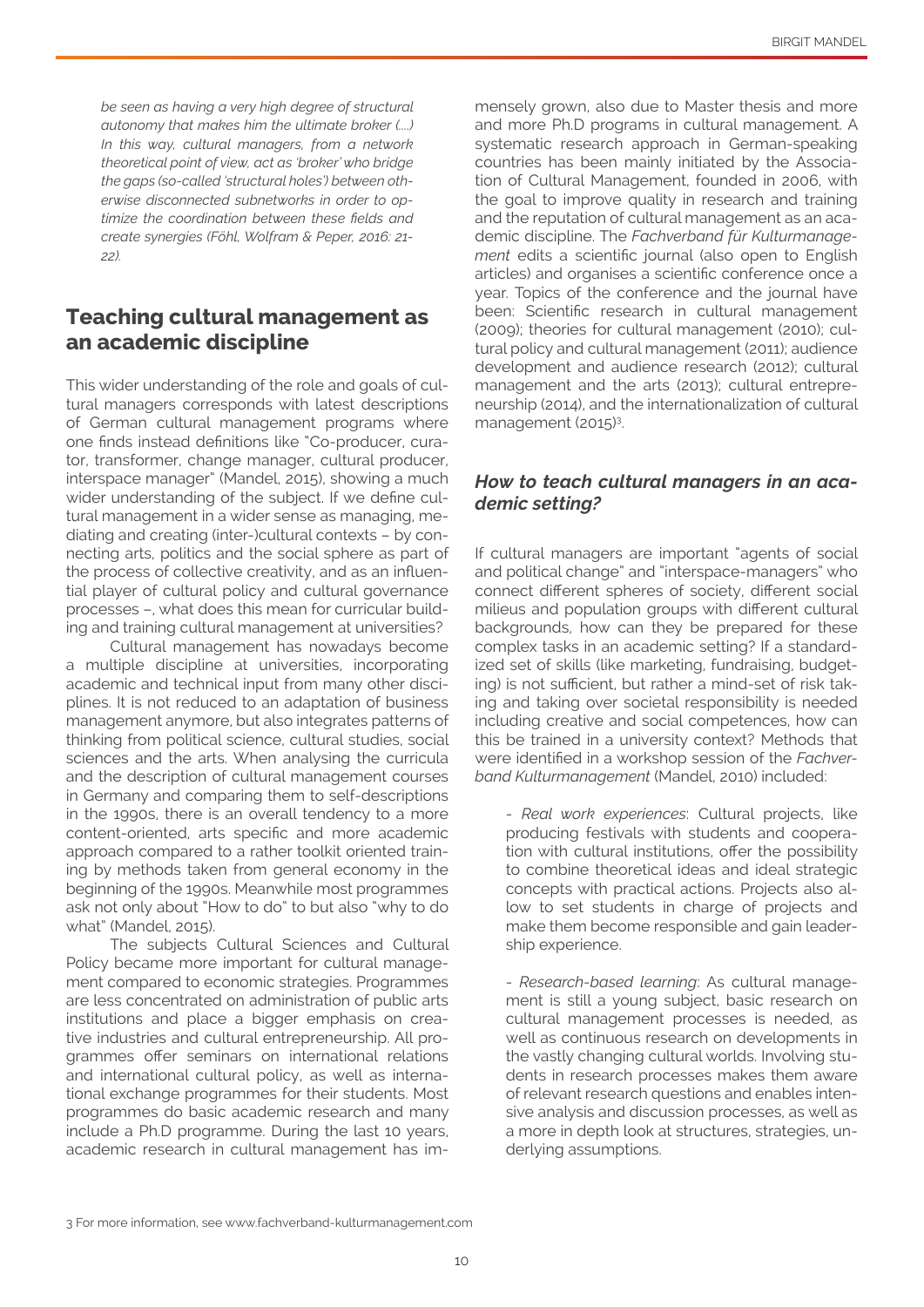*be seen as having a very high degree of structural autonomy that makes him the ultimate broker (....) In this way, cultural managers, from a network theoretical point of view, act as 'broker' who bridge the gaps (so-called 'structural holes') between otherwise disconnected subnetworks in order to optimize the coordination between these fields and create synergies (Föhl, Wolfram & Peper, 2016: 21-22).*

## Teaching cultural management as an academic discipline

This wider understanding of the role and goals of cultural managers corresponds with latest descriptions of German cultural management programs where one finds instead definitions like "Co-producer, curator, transformer, change manager, cultural producer, interspace manager" (Mandel, 2015), showing a much wider understanding of the subject. If we define cultural management in a wider sense as managing, mediating and creating (inter-)cultural contexts – by connecting arts, politics and the social sphere as part of the process of collective creativity, and as an influential player of cultural policy and cultural governance processes –, what does this mean for curricular building and training cultural management at universities?

Cultural management has nowadays become a multiple discipline at universities, incorporating academic and technical input from many other disciplines. It is not reduced to an adaptation of business management anymore, but also integrates patterns of thinking from political science, cultural studies, social sciences and the arts. When analysing the curricula and the description of cultural management courses in Germany and comparing them to self-descriptions in the 1990s, there is an overall tendency to a more content-oriented, arts specific and more academic approach compared to a rather toolkit oriented training by methods taken from general economy in the beginning of the 1990s. Meanwhile most programmes ask not only about "How to do" to but also "why to do what" (Mandel, 2015).

The subjects Cultural Sciences and Cultural Policy became more important for cultural management compared to economic strategies. Programmes are less concentrated on administration of public arts institutions and place a bigger emphasis on creative industries and cultural entrepreneurship. All programmes offer seminars on international relations and international cultural policy, as well as international exchange programmes for their students. Most programmes do basic academic research and many include a Ph.D programme. During the last 10 years, academic research in cultural management has immensely grown, also due to Master thesis and more and more Ph.D programs in cultural management. A systematic research approach in German-speaking countries has been mainly initiated by the Association of Cultural Management, founded in 2006, with the goal to improve quality in research and training and the reputation of cultural management as an academic discipline. The *Fachverband für Kulturmanagement* edits a scientific journal (also open to English articles) and organises a scientific conference once a year. Topics of the conference and the journal have been: Scientific research in cultural management (2009); theories for cultural management (2010); cultural policy and cultural management (2011); audience development and audience research (2012); cultural management and the arts (2013); cultural entrepreneurship (2014), and the internationalization of cultural management (2015)[3].

### *How to teach cultural managers in an academic setting?*

If cultural managers are important "agents of social and political change" and "interspace-managers" who connect different spheres of society, different social milieus and population groups with different cultural backgrounds, how can they be prepared for these complex tasks in an academic setting? If a standardized set of skills (like marketing, fundraising, budgeting) is not sufficient, but rather a mind-set of risk taking and taking over societal responsibility is needed including creative and social competences, how can this be trained in a university context? Methods that were identified in a workshop session of the *Fachverband Kulturmanagement* (Mandel, 2010) included:

- *Real work experiences*: Cultural projects, like producing festivals with students and cooperation with cultural institutions, offer the possibility to combine theoretical ideas and ideal strategic concepts with practical actions. Projects also allow to set students in charge of projects and make them become responsible and gain leadership experience.

- *Research-based learning*: As cultural management is still a young subject, basic research on cultural management processes is needed, as well as continuous research on developments in the vastly changing cultural worlds. Involving students in research processes makes them aware of relevant research questions and enables intensive analysis and discussion processes, as well as a more in depth look at structures, strategies, underlying assumptions.

3 For more information, see www.fachverband-kulturmanagement.com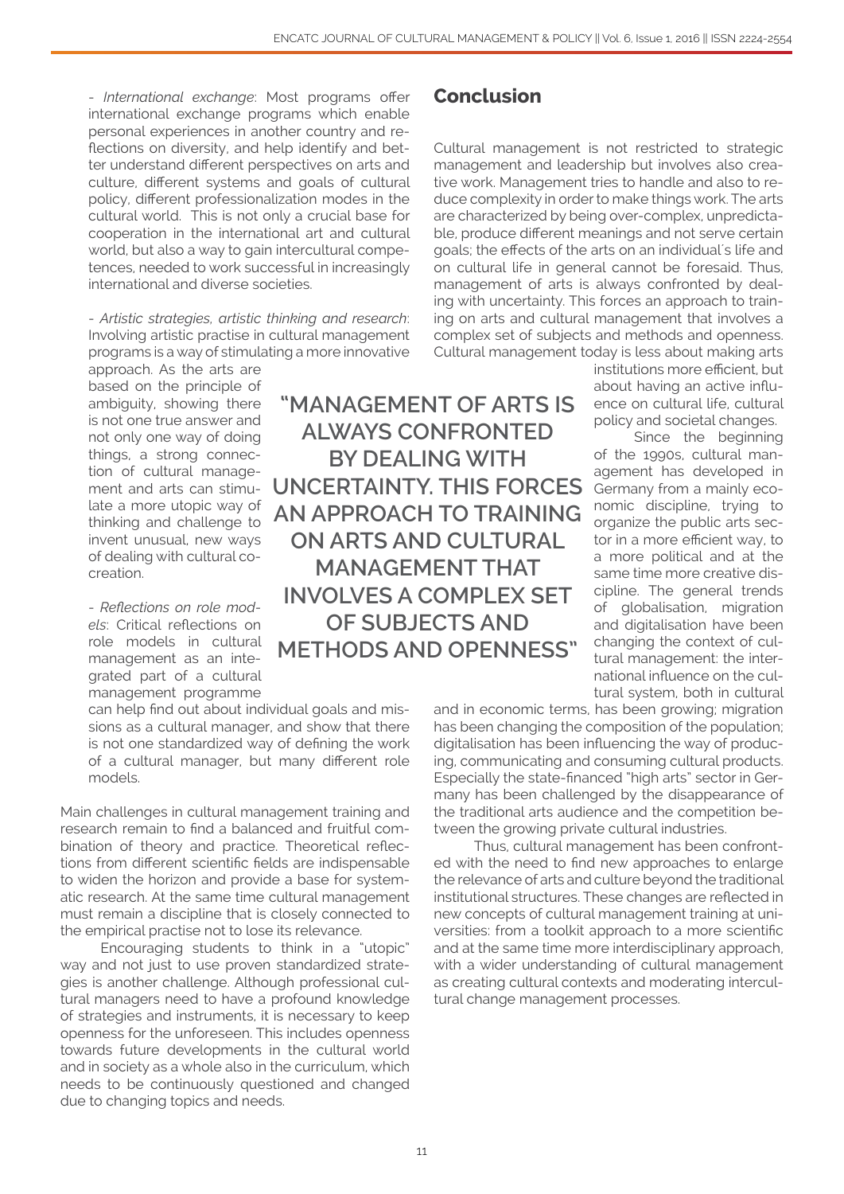- *International exchange*: Most programs offer international exchange programs which enable personal experiences in another country and reflections on diversity, and help identify and better understand different perspectives on arts and culture, different systems and goals of cultural policy, different professionalization modes in the cultural world. This is not only a crucial base for cooperation in the international art and cultural world, but also a way to gain intercultural competences, needed to work successful in increasingly international and diverse societies.

- *Artistic strategies, artistic thinking and research*: Involving artistic practise in cultural management programs is a way of stimulating a more innovative approach. As the arts are based on the principle of ambiguity, showing there is not one true answer and not only one way of doing things, a strong connection of cultural management and arts can stimulate a more utopic way of thinking and challenge to invent unusual, new ways of dealing with cultural co-creation.

- *Reflections on role models*: Critical reflections on role models in cultural management as an integrated part of a cultural management programme can help find out about individual goals and missions as a cultural manager, and show that there is not one standardized way of defining the work of a cultural manager, but many different role models.

Main challenges in cultural management training and research remain to find a balanced and fruitful combination of theory and practice. Theoretical reflections from different scientific fields are indispensable to widen the horizon and provide a base for systematic research. At the same time cultural management must remain a discipline that is closely connected to the empirical practise not to lose its relevance.

Encouraging students to think in a "utopic" way and not just to use proven standardized strategies is another challenge. Although professional cultural managers need to have a profound knowledge of strategies and instruments, it is necessary to keep openness for the unforeseen. This includes openness towards future developments in the cultural world and in society as a whole also in the curriculum, which needs to be continuously questioned and changed due to changing topics and needs.

## Conclusion

Cultural management is not restricted to strategic management and leadership but involves also creative work. Management tries to handle and also to reduce complexity in order to make things work. The arts are characterized by being over-complex, unpredictable, produce different meanings and not serve certain goals; the effects of the arts on an individual´s life and on cultural life in general cannot be foresaid. Thus, management of arts is always confronted by dealing with uncertainty. This forces an approach to training on arts and cultural management that involves a complex set of subjects and methods and openness. Cultural management today is less about making arts institutions more efficient, but about having an active influence on cultural life, cultural policy and societal changes.

> **"MANAGEMENT OF ARTS IS ALWAYS CONFRONTED BY DEALING WITH UNCERTAINTY. THIS FORCES AN APPROACH TO TRAINING ON ARTS AND CULTURAL MANAGEMENT THAT INVOLVES A COMPLEX SET OF SUBJECTS AND METHODS AND OPENNESS"**

Since the beginning of the 1990s, cultural management has developed in Germany from a mainly economic discipline, trying to organize the public arts sector in a more efficient way, to a more political and at the same time more creative discipline. The general trends of globalisation, migration and digitalisation have been changing the context of cultural management: the international influence on the cultural system, both in cultural and in economic terms, has been growing; migration has been changing the composition of the population; digitalisation has been influencing the way of producing, communicating and consuming cultural products. Especially the state-financed "high arts" sector in Germany has been challenged by the disappearance of the traditional arts audience and the competition between the growing private cultural industries.

Thus, cultural management has been confronted with the need to find new approaches to enlarge the relevance of arts and culture beyond the traditional institutional structures. These changes are reflected in new concepts of cultural management training at universities: from a toolkit approach to a more scientific and at the same time more interdisciplinary approach, with a wider understanding of cultural management as creating cultural contexts and moderating intercultural change management processes.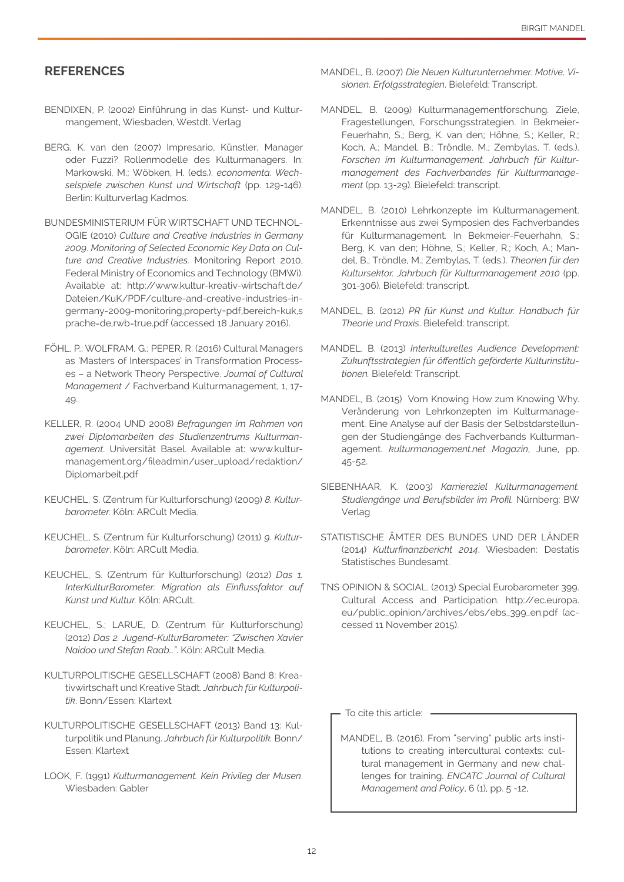## REFERENCES

BENDIXEN, P. (2002) Einführung in das Kunst- und Kulturmangement, Wiesbaden, Westdt. Verlag

BERG, K. van den (2007) Impresario, Künstler, Manager oder Fuzzi? Rollenmodelle des Kulturmanagers. In: Markowski, M.; Wöbken, H. (eds.). *economenta. Wechselspiele zwischen Kunst und Wirtschaft* (pp. 129-146). Berlin: Kulturverlag Kadmos.

BUNDESMINISTERIUM FÜR WIRTSCHAFT UND TECHNOLOGIE (2010) *Culture and Creative Industries in Germany 2009*. *Monitoring of Selected Economic Key Data on Culture and Creative Industries.* Monitoring Report 2010, Federal Ministry of Economics and Technology (BMWi). Available at: http://www.kultur-kreativ-wirtschaft.de/Dateien/KuK/PDF/culture-and-creative-industries-ingermany-2009-monitoring,property=pdf,bereich=kuk,sprache=de,rwb=true.pdf (accessed 18 January 2016).

FÖHL, P.; WOLFRAM, G.; PEPER, R. (2016) Cultural Managers as 'Masters of Interspaces' in Transformation Processes – a Network Theory Perspective. *Journal of Cultural Management /* Fachverband Kulturmanagement, 1, 17-49.

KELLER, R. (2004 UND 2008) *Befragungen im Rahmen von zwei Diplomarbeiten des Studienzentrums Kulturmanagement*. Universität Basel. Available at: www.kulturmanagement.org/fileadmin/user_upload/redaktion/Diplomarbeit.pdf

KEUCHEL, S. (Zentrum für Kulturforschung) (2009) *8. Kulturbarometer.* Köln: ARCult Media.

KEUCHEL, S. (Zentrum für Kulturforschung) (2011) *9. Kulturbarometer*. Köln: ARCult Media.

KEUCHEL, S. (Zentrum für Kulturforschung) (2012) *Das 1. InterKulturBarometer: Migration als Einflussfaktor auf Kunst und Kultur.* Köln: ARCult.

KEUCHEL, S.; LARUE, D. (Zentrum für Kulturforschung) (2012) *Das 2. Jugend-KulturBarometer: "Zwischen Xavier Naidoo und Stefan Raab…"*. Köln: ARCult Media.

KULTURPOLITISCHE GESELLSCHAFT (2008) Band 8: Kreativwirtschaft und Kreative Stadt. *Jahrbuch für Kulturpolitik*. Bonn/Essen: Klartext

KULTURPOLITISCHE GESELLSCHAFT (2013) Band 13: Kulturpolitik und Planung. *Jahrbuch für Kulturpolitik.* Bonn/Essen: Klartext

LOOK, F. (1991) *Kulturmanagement. Kein Privileg der Musen*. Wiesbaden: Gabler

MANDEL, B. (2007) *Die Neuen Kulturunternehmer. Motive, Visionen, Erfolgsstrategien*. Bielefeld: Transcript.

MANDEL, B. (2009) Kulturmanagementforschung. Ziele, Fragestellungen, Forschungsstrategien. In Bekmeier-Feuerhahn, S.; Berg, K. van den; Höhne, S.; Keller, R.; Koch, A.; Mandel, B.; Tröndle, M.; Zembylas, T. (eds.). *Forschen im Kulturmanagement. Jahrbuch für Kulturmanagement des Fachverbandes für Kulturmanagement* (pp. 13-29). Bielefeld: transcript.

MANDEL, B. (2010) Lehrkonzepte im Kulturmanagement. Erkenntnisse aus zwei Symposien des Fachverbandes für Kulturmanagement. In Bekmeier-Feuerhahn, S.; Berg, K. van den; Höhne, S.; Keller, R.; Koch, A.; Mandel, B.; Tröndle, M.; Zembylas, T. (eds.). *Theorien für den Kultursektor. Jahrbuch für Kulturmanagement 2010* (pp. 301-306). Bielefeld: transcript.

MANDEL, B. (2012) *PR für Kunst und Kultur. Handbuch für Theorie und Praxis*. Bielefeld: transcript.

MANDEL, B. (2013) *Interkulturelles Audience Development: Zukunftsstrategien für öffentlich geförderte Kulturinstitutionen.* Bielefeld: Transcript.

MANDEL, B. (2015) Vom Knowing How zum Knowing Why. Veränderung von Lehrkonzepten im Kulturmanagement. Eine Analyse auf der Basis der Selbstdarstellungen der Studiengänge des Fachverbands Kulturmanagement. *kulturmanagement.net Magazin*, June, pp. 45-52.

SIEBENHAAR, K. (2003) *Karriereziel Kulturmanagement. Studiengänge und Berufsbilder im Profil.* Nürnberg: BW Verlag

STATISTISCHE ÄMTER DES BUNDES UND DER LÄNDER (2014) *Kulturfinanzbericht 2014*. Wiesbaden: Destatis Statistisches Bundesamt.

TNS OPINION & SOCIAL. (2013) Special Eurobarometer 399. Cultural Access and Participation. http://ec.europa.eu/public_opinion/archives/ebs/ebs_399_en.pdf (accessed 11 November 2015).

To cite this article:

MANDEL, B. (2016). From "serving" public arts institutions to creating intercultural contexts: cultural management in Germany and new challenges for training. *ENCATC Journal of Cultural Management and Policy*, 6 (1), pp. 5 -12,